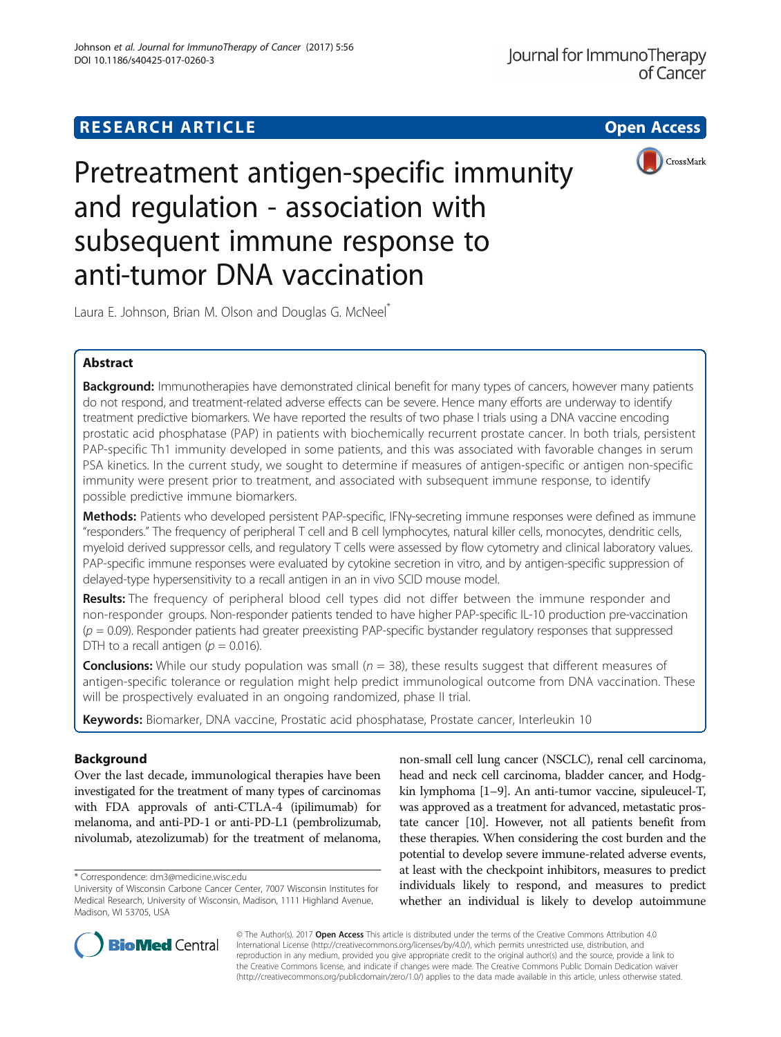RESEARCH ARTICLE

Open Access

# Pretreatment antigen-specific immunity and regulation - association with subsequent immune response to anti-tumor DNA vaccination

Laura E. Johnson, Brian M. Olson and Douglas G. McNeel*

## Abstract

**Background:** Immunotherapies have demonstrated clinical benefit for many types of cancers, however many patients do not respond, and treatment-related adverse effects can be severe. Hence many efforts are underway to identify treatment predictive biomarkers. We have reported the results of two phase I trials using a DNA vaccine encoding prostatic acid phosphatase (PAP) in patients with biochemically recurrent prostate cancer. In both trials, persistent PAP-specific Th1 immunity developed in some patients, and this was associated with favorable changes in serum PSA kinetics. In the current study, we sought to determine if measures of antigen-specific or antigen non-specific immunity were present prior to treatment, and associated with subsequent immune response, to identify possible predictive immune biomarkers.

**Methods:** Patients who developed persistent PAP-specific, IFNγ-secreting immune responses were defined as immune "responders." The frequency of peripheral T cell and B cell lymphocytes, natural killer cells, monocytes, dendritic cells, myeloid derived suppressor cells, and regulatory T cells were assessed by flow cytometry and clinical laboratory values. PAP-specific immune responses were evaluated by cytokine secretion in vitro, and by antigen-specific suppression of delayed-type hypersensitivity to a recall antigen in an in vivo SCID mouse model.

**Results:** The frequency of peripheral blood cell types did not differ between the immune responder and non-responder groups. Non-responder patients tended to have higher PAP-specific IL-10 production pre-vaccination ($p = 0.09$). Responder patients had greater preexisting PAP-specific bystander regulatory responses that suppressed DTH to a recall antigen ($p = 0.016$).

**Conclusions:** While our study population was small ($n = 38$), these results suggest that different measures of antigen-specific tolerance or regulation might help predict immunological outcome from DNA vaccination. These will be prospectively evaluated in an ongoing randomized, phase II trial.

**Keywords:** Biomarker, DNA vaccine, Prostatic acid phosphatase, Prostate cancer, Interleukin 10

## Background

Over the last decade, immunological therapies have been investigated for the treatment of many types of carcinomas with FDA approvals of anti-CTLA-4 (ipilimumab) for melanoma, and anti-PD-1 or anti-PD-L1 (pembrolizumab, nivolumab, atezolizumab) for the treatment of melanoma, non-small cell lung cancer (NSCLC), renal cell carcinoma, head and neck cell carcinoma, bladder cancer, and Hodgkin lymphoma [1–9]. An anti-tumor vaccine, sipuleucel-T, was approved as a treatment for advanced, metastatic prostate cancer [10]. However, not all patients benefit from these therapies. When considering the cost burden and the potential to develop severe immune-related adverse events, at least with the checkpoint inhibitors, measures to predict individuals likely to respond, and measures to predict whether an individual is likely to develop autoimmune

* Correspondence: dm3@medicine.wisc.edu
University of Wisconsin Carbone Cancer Center, 7007 Wisconsin Institutes for Medical Research, University of Wisconsin, Madison, 1111 Highland Avenue, Madison, WI 53705, USA

© The Author(s). 2017 **Open Access** This article is distributed under the terms of the Creative Commons Attribution 4.0 International License (http://creativecommons.org/licenses/by/4.0/), which permits unrestricted use, distribution, and reproduction in any medium, provided you give appropriate credit to the original author(s) and the source, provide a link to the Creative Commons license, and indicate if changes were made. The Creative Commons Public Domain Dedication waiver (http://creativecommons.org/publicdomain/zero/1.0/) applies to the data made available in this article, unless otherwise stated.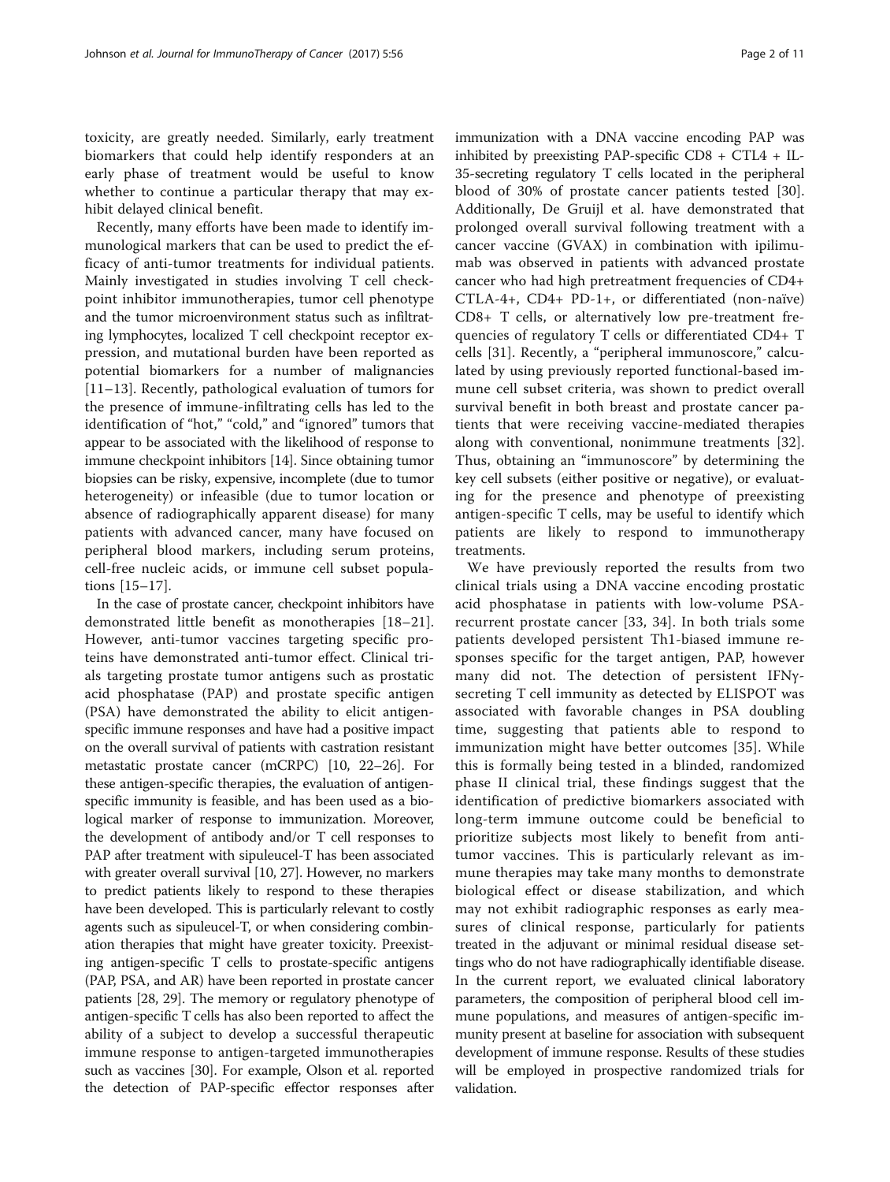toxicity, are greatly needed. Similarly, early treatment biomarkers that could help identify responders at an early phase of treatment would be useful to know whether to continue a particular therapy that may exhibit delayed clinical benefit.

Recently, many efforts have been made to identify immunological markers that can be used to predict the efficacy of anti-tumor treatments for individual patients. Mainly investigated in studies involving T cell checkpoint inhibitor immunotherapies, tumor cell phenotype and the tumor microenvironment status such as infiltrating lymphocytes, localized T cell checkpoint receptor expression, and mutational burden have been reported as potential biomarkers for a number of malignancies [11–13]. Recently, pathological evaluation of tumors for the presence of immune-infiltrating cells has led to the identification of "hot," "cold," and "ignored" tumors that appear to be associated with the likelihood of response to immune checkpoint inhibitors [14]. Since obtaining tumor biopsies can be risky, expensive, incomplete (due to tumor heterogeneity) or infeasible (due to tumor location or absence of radiographically apparent disease) for many patients with advanced cancer, many have focused on peripheral blood markers, including serum proteins, cell-free nucleic acids, or immune cell subset populations [15–17].

In the case of prostate cancer, checkpoint inhibitors have demonstrated little benefit as monotherapies [18–21]. However, anti-tumor vaccines targeting specific proteins have demonstrated anti-tumor effect. Clinical trials targeting prostate tumor antigens such as prostatic acid phosphatase (PAP) and prostate specific antigen (PSA) have demonstrated the ability to elicit antigen-specific immune responses and have had a positive impact on the overall survival of patients with castration resistant metastatic prostate cancer (mCRPC) [10, 22–26]. For these antigen-specific therapies, the evaluation of antigen-specific immunity is feasible, and has been used as a biological marker of response to immunization. Moreover, the development of antibody and/or T cell responses to PAP after treatment with sipuleucel-T has been associated with greater overall survival [10, 27]. However, no markers to predict patients likely to respond to these therapies have been developed. This is particularly relevant to costly agents such as sipuleucel-T, or when considering combination therapies that might have greater toxicity. Preexisting antigen-specific T cells to prostate-specific antigens (PAP, PSA, and AR) have been reported in prostate cancer patients [28, 29]. The memory or regulatory phenotype of antigen-specific T cells has also been reported to affect the ability of a subject to develop a successful therapeutic immune response to antigen-targeted immunotherapies such as vaccines [30]. For example, Olson et al. reported the detection of PAP-specific effector responses after immunization with a DNA vaccine encoding PAP was inhibited by preexisting PAP-specific CD8 + CTL4 + IL-35-secreting regulatory T cells located in the peripheral blood of 30% of prostate cancer patients tested [30]. Additionally, De Gruijl et al. have demonstrated that prolonged overall survival following treatment with a cancer vaccine (GVAX) in combination with ipilimumab was observed in patients with advanced prostate cancer who had high pretreatment frequencies of CD4+ CTLA-4+, CD4+ PD-1+, or differentiated (non-naïve) CD8+ T cells, or alternatively low pre-treatment frequencies of regulatory T cells or differentiated CD4+ T cells [31]. Recently, a "peripheral immunoscore," calculated by using previously reported functional-based immune cell subset criteria, was shown to predict overall survival benefit in both breast and prostate cancer patients that were receiving vaccine-mediated therapies along with conventional, nonimmune treatments [32]. Thus, obtaining an "immunoscore" by determining the key cell subsets (either positive or negative), or evaluating for the presence and phenotype of preexisting antigen-specific T cells, may be useful to identify which patients are likely to respond to immunotherapy treatments.

We have previously reported the results from two clinical trials using a DNA vaccine encoding prostatic acid phosphatase in patients with low-volume PSA-recurrent prostate cancer [33, 34]. In both trials some patients developed persistent Th1-biased immune responses specific for the target antigen, PAP, however many did not. The detection of persistent IFNγ-secreting T cell immunity as detected by ELISPOT was associated with favorable changes in PSA doubling time, suggesting that patients able to respond to immunization might have better outcomes [35]. While this is formally being tested in a blinded, randomized phase II clinical trial, these findings suggest that the identification of predictive biomarkers associated with long-term immune outcome could be beneficial to prioritize subjects most likely to benefit from anti-tumor vaccines. This is particularly relevant as immune therapies may take many months to demonstrate biological effect or disease stabilization, and which may not exhibit radiographic responses as early measures of clinical response, particularly for patients treated in the adjuvant or minimal residual disease settings who do not have radiographically identifiable disease. In the current report, we evaluated clinical laboratory parameters, the composition of peripheral blood cell immune populations, and measures of antigen-specific immunity present at baseline for association with subsequent development of immune response. Results of these studies will be employed in prospective randomized trials for validation.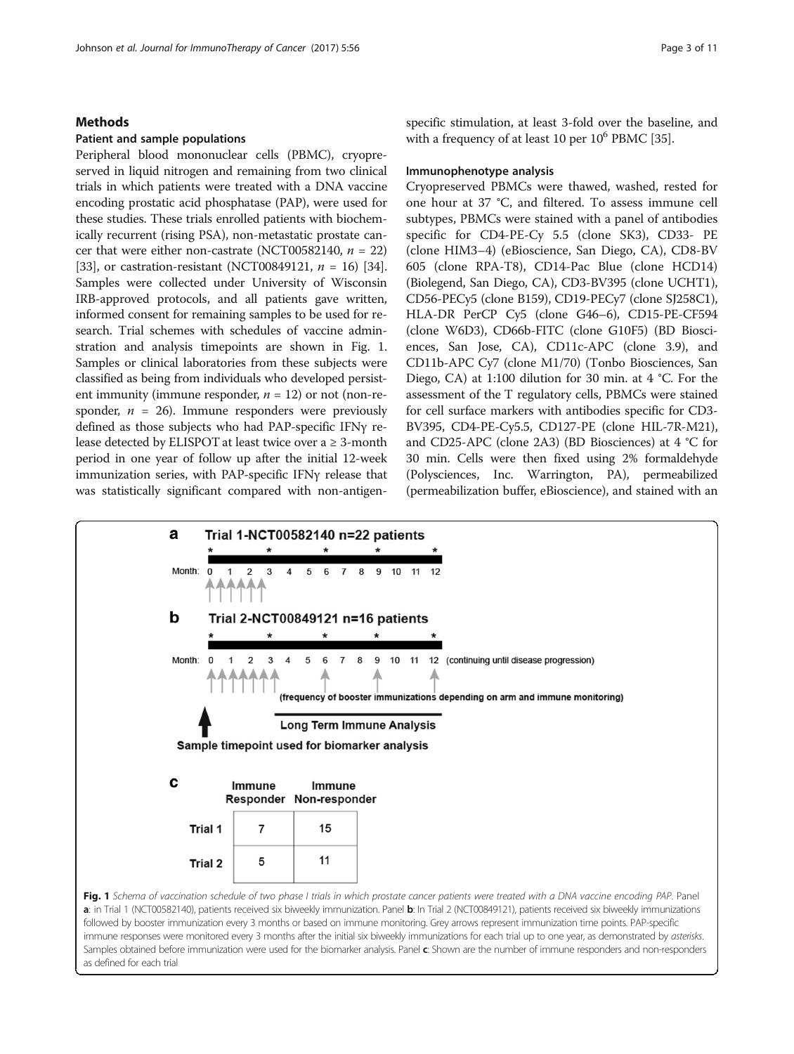## Methods

### Patient and sample populations

Peripheral blood mononuclear cells (PBMC), cryopreserved in liquid nitrogen and remaining from two clinical trials in which patients were treated with a DNA vaccine encoding prostatic acid phosphatase (PAP), were used for these studies. These trials enrolled patients with biochemically recurrent (rising PSA), non-metastatic prostate cancer that were either non-castrate (NCT00582140, $n = 22$) [33], or castration-resistant (NCT00849121, $n = 16$) [34]. Samples were collected under University of Wisconsin IRB-approved protocols, and all patients gave written, informed consent for remaining samples to be used for research. Trial schemes with schedules of vaccine adminstration and analysis timepoints are shown in Fig. 1. Samples or clinical laboratories from these subjects were classified as being from individuals who developed persistent immunity (immune responder, $n = 12$) or not (non-responder, $n = 26$). Immune responders were previously defined as those subjects who had PAP-specific IFNγ release detected by ELISPOT at least twice over a ≥ 3-month period in one year of follow up after the initial 12-week immunization series, with PAP-specific IFNγ release that was statistically significant compared with non-antigen-specific stimulation, at least 3-fold over the baseline, and with a frequency of at least 10 per $10^6$ PBMC [35].

### Immunophenotype analysis

Cryopreserved PBMCs were thawed, washed, rested for one hour at 37 °C, and filtered. To assess immune cell subtypes, PBMCs were stained with a panel of antibodies specific for CD4-PE-Cy 5.5 (clone SK3), CD33- PE (clone HIM3–4) (eBioscience, San Diego, CA), CD8-BV 605 (clone RPA-T8), CD14-Pac Blue (clone HCD14) (Biolegend, San Diego, CA), CD3-BV395 (clone UCHT1), CD56-PECy5 (clone B159), CD19-PECy7 (clone SJ258C1), HLA-DR PerCP Cy5 (clone G46–6), CD15-PE-CF594 (clone W6D3), CD66b-FITC (clone G10F5) (BD Biosciences, San Jose, CA), CD11c-APC (clone 3.9), and CD11b-APC Cy7 (clone M1/70) (Tonbo Biosciences, San Diego, CA) at 1:100 dilution for 30 min. at 4 °C. For the assessment of the T regulatory cells, PBMCs were stained for cell surface markers with antibodies specific for CD3-BV395, CD4-PE-Cy5.5, CD127-PE (clone HIL-7R-M21), and CD25-APC (clone 2A3) (BD Biosciences) at 4 °C for 30 min. Cells were then fixed using 2% formaldehyde (Polysciences, Inc. Warrington, PA), permeabilized (permeabilization buffer, eBioscience), and stained with an

**a** Trial 1-NCT00582140 n=22 patients

**b** Trial 2-NCT00849121 n=16 patients

Month: 0 1 2 3 4 5 6 7 8 9 10 11 12 (continuing until disease progression)

(frequency of booster immunizations depending on arm and immune monitoring)

Long Term Immune Analysis

Sample timepoint used for biomarker analysis

**c**

| | Immune Responder | Immune Non-responder |
|---|---|---|
| Trial 1 | 7 | 15 |
| Trial 2 | 5 | 11 |

**Fig. 1** *Schema of vaccination schedule of two phase I trials in which prostate cancer patients were treated with a DNA vaccine encoding PAP.* Panel **a**: in Trial 1 (NCT00582140), patients received six biweekly immunization. Panel **b**: In Trial 2 (NCT00849121), patients received six biweekly immunizations followed by booster immunization every 3 months or based on immune monitoring. Grey arrows represent immunization time points. PAP-specific immune responses were monitored every 3 months after the initial six biweekly immunizations for each trial up to one year, as demonstrated by *asterisks*. Samples obtained before immunization were used for the biomarker analysis. Panel **c**: Shown are the number of immune responders and non-responders as defined for each trial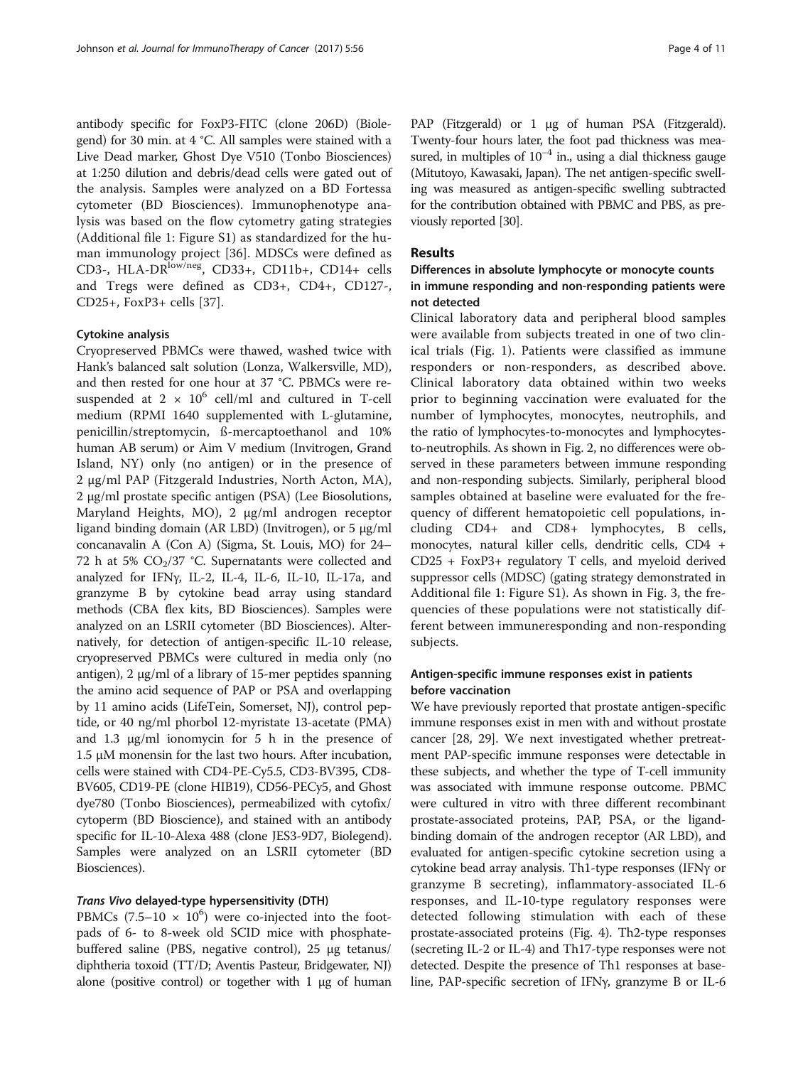antibody specific for FoxP3-FITC (clone 206D) (Biolegend) for 30 min. at 4 °C. All samples were stained with a Live Dead marker, Ghost Dye V510 (Tonbo Biosciences) at 1:250 dilution and debris/dead cells were gated out of the analysis. Samples were analyzed on a BD Fortessa cytometer (BD Biosciences). Immunophenotype analysis was based on the flow cytometry gating strategies (Additional file 1: Figure S1) as standardized for the human immunology project [36]. MDSCs were defined as CD3-, HLA-DR$^{low/neg}$, CD33+, CD11b+, CD14+ cells and Tregs were defined as CD3+, CD4+, CD127-, CD25+, FoxP3+ cells [37].

### Cytokine analysis

Cryopreserved PBMCs were thawed, washed twice with Hank's balanced salt solution (Lonza, Walkersville, MD), and then rested for one hour at 37 °C. PBMCs were resuspended at $2 \times 10^6$ cell/ml and cultured in T-cell medium (RPMI 1640 supplemented with L-glutamine, penicillin/streptomycin, ß-mercaptoethanol and 10% human AB serum) or Aim V medium (Invitrogen, Grand Island, NY) only (no antigen) or in the presence of 2 μg/ml PAP (Fitzgerald Industries, North Acton, MA), 2 μg/ml prostate specific antigen (PSA) (Lee Biosolutions, Maryland Heights, MO), 2 μg/ml androgen receptor ligand binding domain (AR LBD) (Invitrogen), or 5 μg/ml concanavalin A (Con A) (Sigma, St. Louis, MO) for 24–72 h at 5% $CO_2$/37 °C. Supernatants were collected and analyzed for IFNγ, IL-2, IL-4, IL-6, IL-10, IL-17a, and granzyme B by cytokine bead array using standard methods (CBA flex kits, BD Biosciences). Samples were analyzed on an LSRII cytometer (BD Biosciences). Alternatively, for detection of antigen-specific IL-10 release, cryopreserved PBMCs were cultured in media only (no antigen), 2 μg/ml of a library of 15-mer peptides spanning the amino acid sequence of PAP or PSA and overlapping by 11 amino acids (LifeTein, Somerset, NJ), control peptide, or 40 ng/ml phorbol 12-myristate 13-acetate (PMA) and 1.3 μg/ml ionomycin for 5 h in the presence of 1.5 μM monensin for the last two hours. After incubation, cells were stained with CD4-PE-Cy5.5, CD3-BV395, CD8-BV605, CD19-PE (clone HIB19), CD56-PECy5, and Ghost dye780 (Tonbo Biosciences), permeabilized with cytofix/cytoperm (BD Bioscience), and stained with an antibody specific for IL-10-Alexa 488 (clone JES3-9D7, Biolegend). Samples were analyzed on an LSRII cytometer (BD Biosciences).

### *Trans Vivo* delayed-type hypersensitivity (DTH)

PBMCs ($7.5–10 \times 10^6$) were co-injected into the footpads of 6- to 8-week old SCID mice with phosphate-buffered saline (PBS, negative control), 25 μg tetanus/diphtheria toxoid (TT/D; Aventis Pasteur, Bridgewater, NJ) alone (positive control) or together with 1 μg of human PAP (Fitzgerald) or 1 μg of human PSA (Fitzgerald). Twenty-four hours later, the foot pad thickness was measured, in multiples of $10^{-4}$ in., using a dial thickness gauge (Mitutoyo, Kawasaki, Japan). The net antigen-specific swelling was measured as antigen-specific swelling subtracted for the contribution obtained with PBMC and PBS, as previously reported [30].

## Results

### Differences in absolute lymphocyte or monocyte counts in immune responding and non-responding patients were not detected

Clinical laboratory data and peripheral blood samples were available from subjects treated in one of two clinical trials (Fig. 1). Patients were classified as immune responders or non-responders, as described above. Clinical laboratory data obtained within two weeks prior to beginning vaccination were evaluated for the number of lymphocytes, monocytes, neutrophils, and the ratio of lymphocytes-to-monocytes and lymphocytes-to-neutrophils. As shown in Fig. 2, no differences were observed in these parameters between immune responding and non-responding subjects. Similarly, peripheral blood samples obtained at baseline were evaluated for the frequency of different hematopoietic cell populations, including CD4+ and CD8+ lymphocytes, B cells, monocytes, natural killer cells, dendritic cells, CD4 + CD25 + FoxP3+ regulatory T cells, and myeloid derived suppressor cells (MDSC) (gating strategy demonstrated in Additional file 1: Figure S1). As shown in Fig. 3, the frequencies of these populations were not statistically different between immuneresponding and non-responding subjects.

### Antigen-specific immune responses exist in patients before vaccination

We have previously reported that prostate antigen-specific immune responses exist in men with and without prostate cancer [28, 29]. We next investigated whether pretreatment PAP-specific immune responses were detectable in these subjects, and whether the type of T-cell immunity was associated with immune response outcome. PBMC were cultured in vitro with three different recombinant prostate-associated proteins, PAP, PSA, and the ligand-binding domain of the androgen receptor (AR LBD), and evaluated for antigen-specific cytokine secretion using a cytokine bead array analysis. Th1-type responses (IFNγ or granzyme B secreting), inflammatory-associated IL-6 responses, and IL-10-type regulatory responses were detected following stimulation with each of these prostate-associated proteins (Fig. 4). Th2-type responses (secreting IL-2 or IL-4) and Th17-type responses were not detected. Despite the presence of Th1 responses at baseline, PAP-specific secretion of IFNγ, granzyme B or IL-6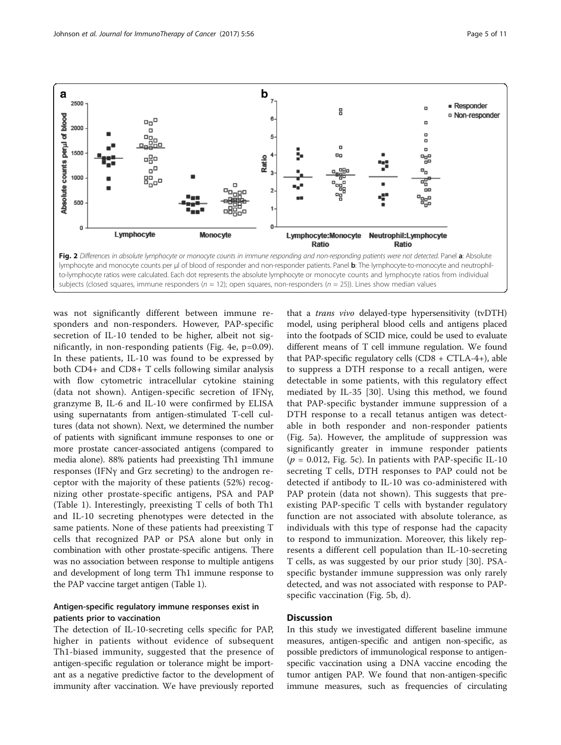Fig. 2 *Differences in absolute lymphocyte or monocyte counts in immune responding and non-responding patients were not detected.* Panel **a**: Absolute lymphocyte and monocyte counts per μl of blood of responder and non-responder patients. Panel **b**: The lymphocyte-to-monocyte and neutrophil-to-lymphocyte ratios were calculated. Each dot represents the absolute lymphocyte or monocyte counts and lymphocyte ratios from individual subjects (closed squares, immune responders ($n = 12$); open squares, non-responders ($n = 25$)). Lines show median values

was not significantly different between immune responders and non-responders. However, PAP-specific secretion of IL-10 tended to be higher, albeit not significantly, in non-responding patients (Fig. 4e, $p=0.09$). In these patients, IL-10 was found to be expressed by both CD4+ and CD8+ T cells following similar analysis with flow cytometric intracellular cytokine staining (data not shown). Antigen-specific secretion of IFNγ, granzyme B, IL-6 and IL-10 were confirmed by ELISA using supernatants from antigen-stimulated T-cell cultures (data not shown). Next, we determined the number of patients with significant immune responses to one or more prostate cancer-associated antigens (compared to media alone). 88% patients had preexisting Th1 immune responses (IFNγ and Grz secreting) to the androgen receptor with the majority of these patients (52%) recognizing other prostate-specific antigens, PSA and PAP (Table 1). Interestingly, preexisting T cells of both Th1 and IL-10 secreting phenotypes were detected in the same patients. None of these patients had preexisting T cells that recognized PAP or PSA alone but only in combination with other prostate-specific antigens. There was no association between response to multiple antigens and development of long term Th1 immune response to the PAP vaccine target antigen (Table 1).

### Antigen-specific regulatory immune responses exist in patients prior to vaccination

The detection of IL-10-secreting cells specific for PAP, higher in patients without evidence of subsequent Th1-biased immunity, suggested that the presence of antigen-specific regulation or tolerance might be important as a negative predictive factor to the development of immunity after vaccination. We have previously reported that a *trans vivo* delayed-type hypersensitivity (tvDTH) model, using peripheral blood cells and antigens placed into the footpads of SCID mice, could be used to evaluate different means of T cell immune regulation. We found that PAP-specific regulatory cells (CD8 + CTLA-4+), able to suppress a DTH response to a recall antigen, were detectable in some patients, with this regulatory effect mediated by IL-35 [30]. Using this method, we found that PAP-specific bystander immune suppression of a DTH response to a recall tetanus antigen was detectable in both responder and non-responder patients (Fig. 5a). However, the amplitude of suppression was significantly greater in immune responder patients ($p = 0.012$, Fig. 5c). In patients with PAP-specific IL-10 secreting T cells, DTH responses to PAP could not be detected if antibody to IL-10 was co-administered with PAP protein (data not shown). This suggests that preexisting PAP-specific T cells with bystander regulatory function are not associated with absolute tolerance, as individuals with this type of response had the capacity to respond to immunization. Moreover, this likely represents a different cell population than IL-10-secreting T cells, as was suggested by our prior study [30]. PSA-specific bystander immune suppression was only rarely detected, and was not associated with response to PAP-specific vaccination (Fig. 5b, d).

## Discussion

In this study we investigated different baseline immune measures, antigen-specific and antigen non-specific, as possible predictors of immunological response to antigen-specific vaccination using a DNA vaccine encoding the tumor antigen PAP. We found that non-antigen-specific immune measures, such as frequencies of circulating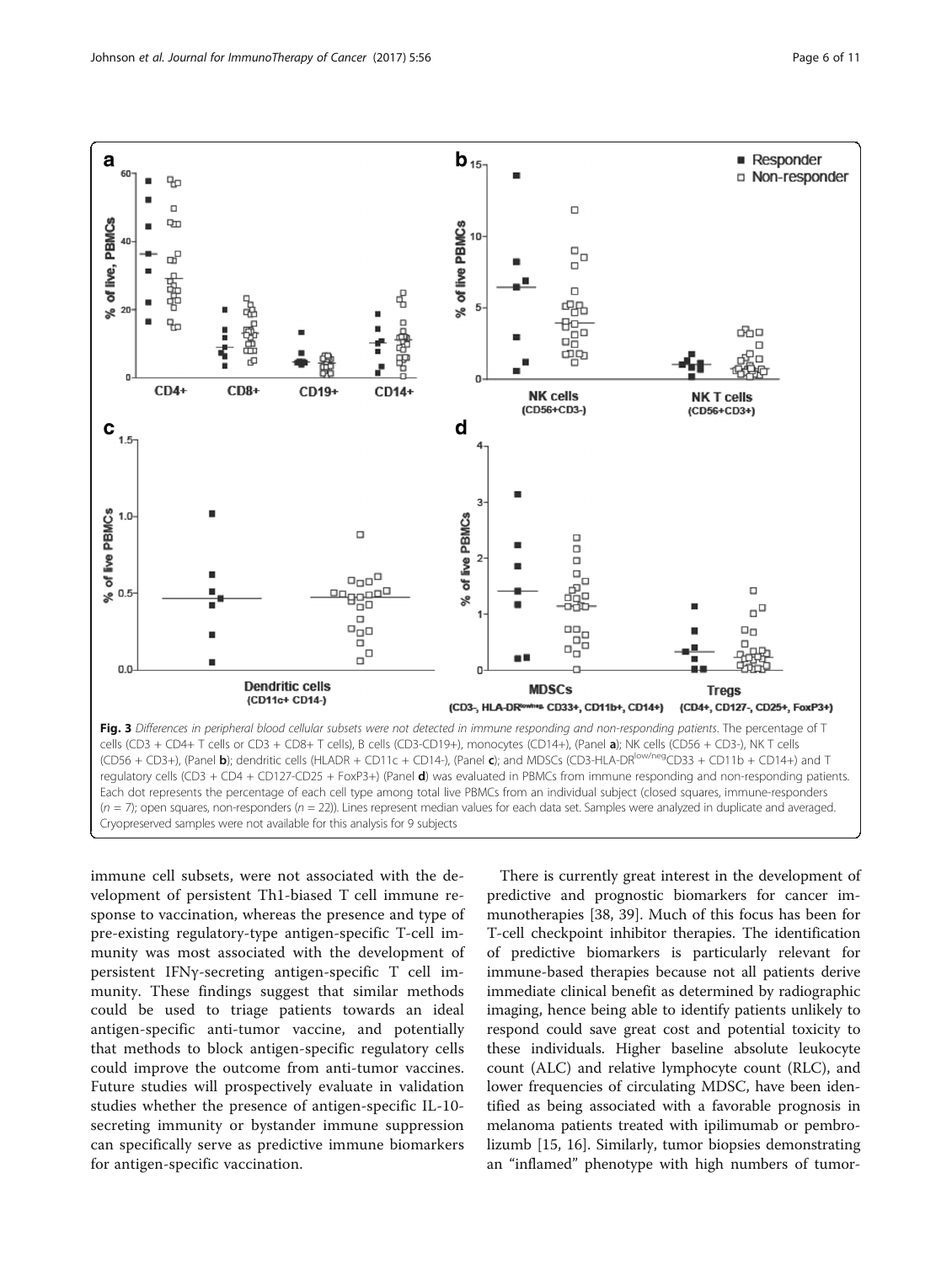**Fig. 3** *Differences in peripheral blood cellular subsets were not detected in immune responding and non-responding patients*. The percentage of T cells (CD3 + CD4+ T cells or CD3 + CD8+ T cells), B cells (CD3-CD19+), monocytes (CD14+), (Panel **a**); NK cells (CD56 + CD3-), NK T cells (CD56 + CD3+), (Panel **b**); dendritic cells (HLADR + CD11c + CD14-), (Panel **c**); and MDSCs (CD3-HLA-DR$^{low/neg}$CD33 + CD11b + CD14+) and T regulatory cells (CD3 + CD4 + CD127-CD25 + FoxP3+) (Panel **d**) was evaluated in PBMCs from immune responding and non-responding patients. Each dot represents the percentage of each cell type among total live PBMCs from an individual subject (closed squares, immune-responders ($n = 7$); open squares, non-responders ($n = 22$)). Lines represent median values for each data set. Samples were analyzed in duplicate and averaged. Cryopreserved samples were not available for this analysis for 9 subjects

immune cell subsets, were not associated with the development of persistent Th1-biased T cell immune response to vaccination, whereas the presence and type of pre-existing regulatory-type antigen-specific T-cell immunity was most associated with the development of persistent IFNγ-secreting antigen-specific T cell immunity. These findings suggest that similar methods could be used to triage patients towards an ideal antigen-specific anti-tumor vaccine, and potentially that methods to block antigen-specific regulatory cells could improve the outcome from anti-tumor vaccines. Future studies will prospectively evaluate in validation studies whether the presence of antigen-specific IL-10-secreting immunity or bystander immune suppression can specifically serve as predictive immune biomarkers for antigen-specific vaccination.

There is currently great interest in the development of predictive and prognostic biomarkers for cancer immunotherapies [38, 39]. Much of this focus has been for T-cell checkpoint inhibitor therapies. The identification of predictive biomarkers is particularly relevant for immune-based therapies because not all patients derive immediate clinical benefit as determined by radiographic imaging, hence being able to identify patients unlikely to respond could save great cost and potential toxicity to these individuals. Higher baseline absolute leukocyte count (ALC) and relative lymphocyte count (RLC), and lower frequencies of circulating MDSC, have been identified as being associated with a favorable prognosis in melanoma patients treated with ipilimumab or pembrolizumb [15, 16]. Similarly, tumor biopsies demonstrating an "inflamed" phenotype with high numbers of tumor-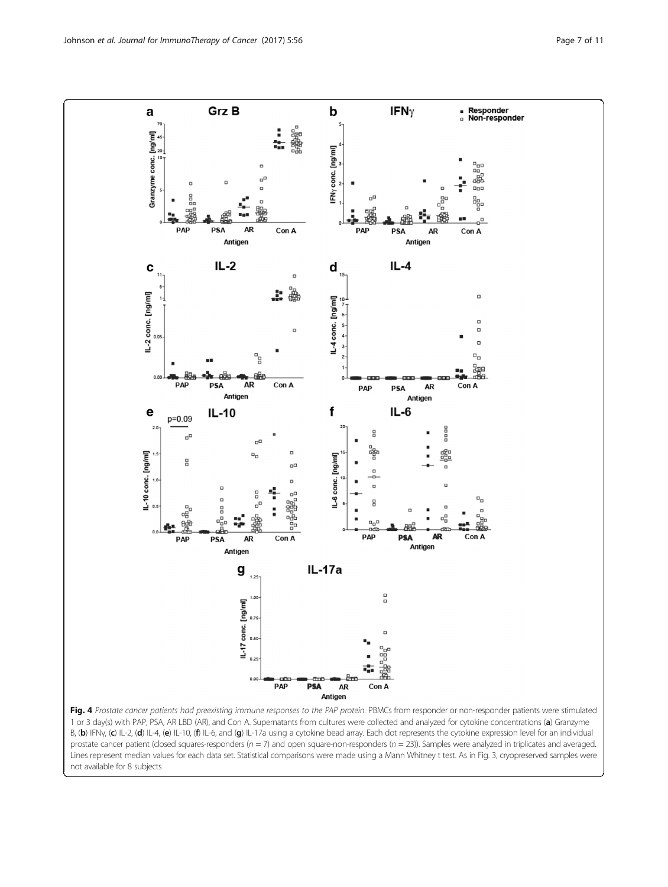**Fig. 4** *Prostate cancer patients had preexisting immune responses to the PAP protein.* PBMCs from responder or non-responder patients were stimulated 1 or 3 day(s) with PAP, PSA, AR LBD (AR), and Con A. Supernatants from cultures were collected and analyzed for cytokine concentrations (**a**) Granzyme B, (**b**) IFNγ, (**c**) IL-2, (**d**) IL-4, (**e**) IL-10, (**f**) IL-6, and (**g**) IL-17a using a cytokine bead array. Each dot represents the cytokine expression level for an individual prostate cancer patient (closed squares-responders ($n = 7$) and open square-non-responders ($n = 23$)). Samples were analyzed in triplicates and averaged. Lines represent median values for each data set. Statistical comparisons were made using a Mann Whitney t test. As in Fig. 3, cryopreserved samples were not available for 8 subjects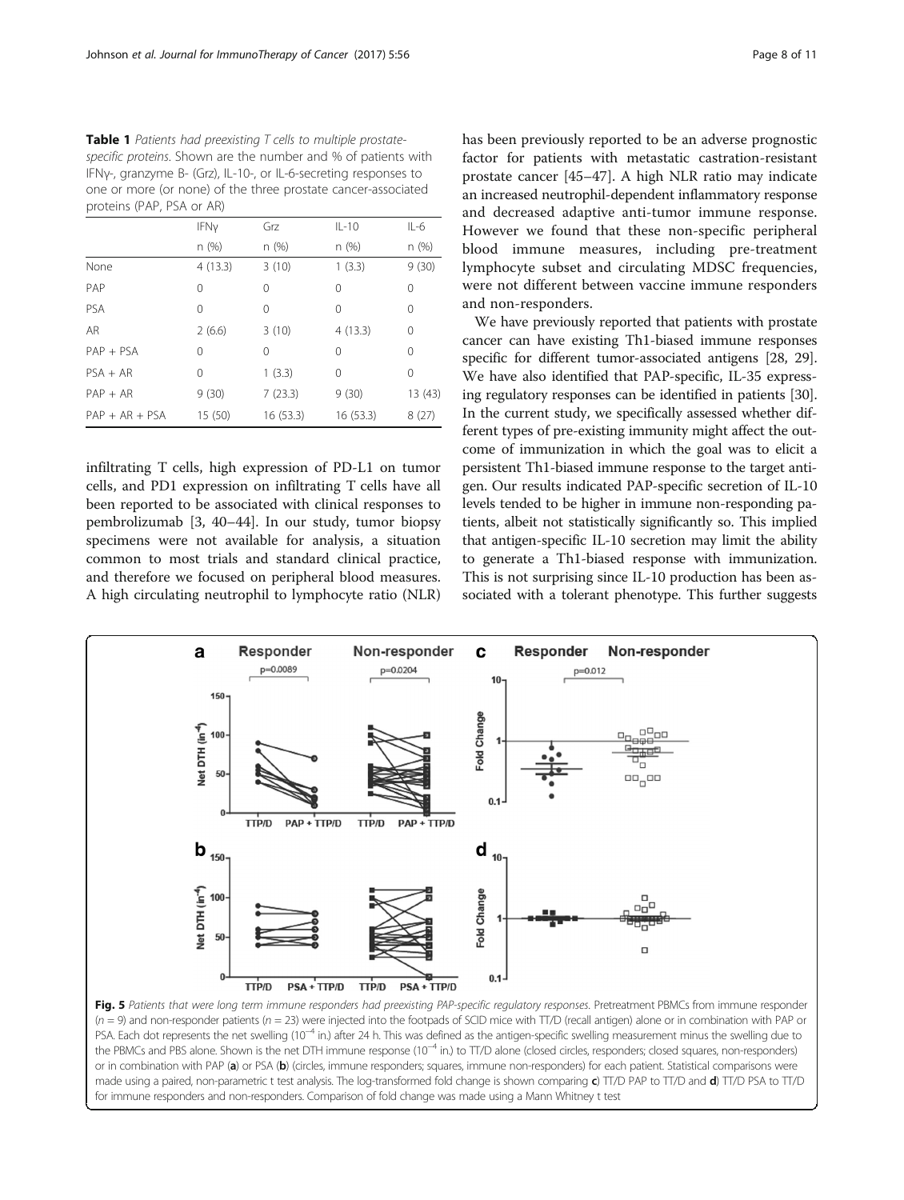**Table 1** *Patients had preexisting T cells to multiple prostate-specific proteins. Shown are the number and % of patients with IFNγ-, granzyme B- (Grz), IL-10-, or IL-6-secreting responses to one or more (or none) of the three prostate cancer-associated proteins (PAP, PSA or AR)*

| | IFNγ | Grz | IL-10 | IL-6 |
|---|---|---|---|---|
| | n (%) | n (%) | n (%) | n (%) |
| None | 4 (13.3) | 3 (10) | 1 (3.3) | 9 (30) |
| PAP | 0 | 0 | 0 | 0 |
| PSA | 0 | 0 | 0 | 0 |
| AR | 2 (6.6) | 3 (10) | 4 (13.3) | 0 |
| PAP + PSA | 0 | 0 | 0 | 0 |
| PSA + AR | 0 | 1 (3.3) | 0 | 0 |
| PAP + AR | 9 (30) | 7 (23.3) | 9 (30) | 13 (43) |
| PAP + AR + PSA | 15 (50) | 16 (53.3) | 16 (53.3) | 8 (27) |

infiltrating T cells, high expression of PD-L1 on tumor cells, and PD1 expression on infiltrating T cells have all been reported to be associated with clinical responses to pembrolizumab [3, 40–44]. In our study, tumor biopsy specimens were not available for analysis, a situation common to most trials and standard clinical practice, and therefore we focused on peripheral blood measures. A high circulating neutrophil to lymphocyte ratio (NLR) has been previously reported to be an adverse prognostic factor for patients with metastatic castration-resistant prostate cancer [45–47]. A high NLR ratio may indicate an increased neutrophil-dependent inflammatory response and decreased adaptive anti-tumor immune response. However we found that these non-specific peripheral blood immune measures, including pre-treatment lymphocyte subset and circulating MDSC frequencies, were not different between vaccine immune responders and non-responders.

We have previously reported that patients with prostate cancer can have existing Th1-biased immune responses specific for different tumor-associated antigens [28, 29]. We have also identified that PAP-specific, IL-35 expressing regulatory responses can be identified in patients [30]. In the current study, we specifically assessed whether different types of pre-existing immunity might affect the outcome of immunization in which the goal was to elicit a persistent Th1-biased immune response to the target antigen. Our results indicated PAP-specific secretion of IL-10 levels tended to be higher in immune non-responding patients, albeit not statistically significantly so. This implied that antigen-specific IL-10 secretion may limit the ability to generate a Th1-biased response with immunization. This is not surprising since IL-10 production has been associated with a tolerant phenotype. This further suggests

**Fig. 5** *Patients that were long term immune responders had preexisting PAP-specific regulatory responses. Pretreatment PBMCs from immune responder (n = 9) and non-responder patients (n = 23) were injected into the footpads of SCID mice with TT/D (recall antigen) alone or in combination with PAP or PSA. Each dot represents the net swelling ($10^{-4}$ in.) after 24 h. This was defined as the antigen-specific swelling measurement minus the swelling due to the PBMCs and PBS alone. Shown is the net DTH immune response ($10^{-4}$ in.) to TT/D alone (closed circles, responders; closed squares, non-responders) or in combination with PAP (**a**) or PSA (**b**) (circles, immune responders; squares, immune non-responders) for each patient. Statistical comparisons were made using a paired, non-parametric t test analysis. The log-transformed fold change is shown comparing **c**) TT/D PAP to TT/D and **d**) TT/D PSA to TT/D for immune responders and non-responders. Comparison of fold change was made using a Mann Whitney t test*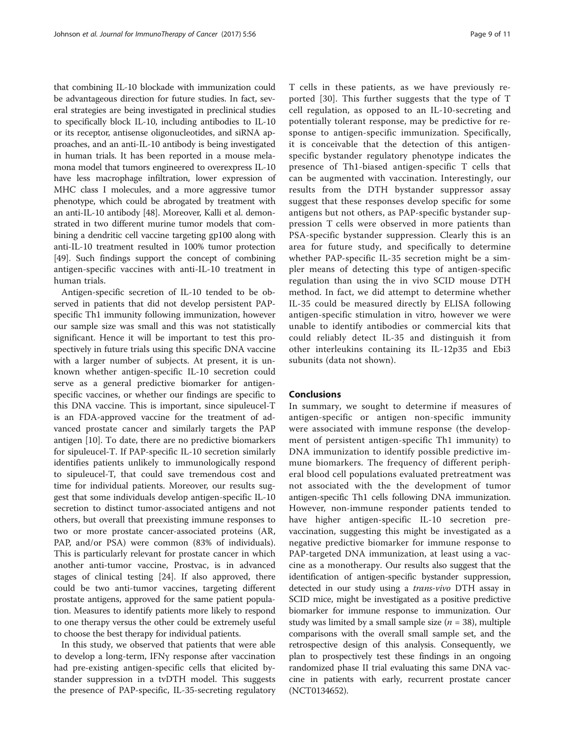that combining IL-10 blockade with immunization could be advantageous direction for future studies. In fact, several strategies are being investigated in preclinical studies to specifically block IL-10, including antibodies to IL-10 or its receptor, antisense oligonucleotides, and siRNA approaches, and an anti-IL-10 antibody is being investigated in human trials. It has been reported in a mouse melamona model that tumors engineered to overexpress IL-10 have less macrophage infiltration, lower expression of MHC class I molecules, and a more aggressive tumor phenotype, which could be abrogated by treatment with an anti-IL-10 antibody [48]. Moreover, Kalli et al. demonstrated in two different murine tumor models that combining a dendritic cell vaccine targeting gp100 along with anti-IL-10 treatment resulted in 100% tumor protection [49]. Such findings support the concept of combining antigen-specific vaccines with anti-IL-10 treatment in human trials.

Antigen-specific secretion of IL-10 tended to be observed in patients that did not develop persistent PAP-specific Th1 immunity following immunization, however our sample size was small and this was not statistically significant. Hence it will be important to test this prospectively in future trials using this specific DNA vaccine with a larger number of subjects. At present, it is unknown whether antigen-specific IL-10 secretion could serve as a general predictive biomarker for antigen-specific vaccines, or whether our findings are specific to this DNA vaccine. This is important, since sipuleucel-T is an FDA-approved vaccine for the treatment of advanced prostate cancer and similarly targets the PAP antigen [10]. To date, there are no predictive biomarkers for sipuleucel-T. If PAP-specific IL-10 secretion similarly identifies patients unlikely to immunologically respond to sipuleucel-T, that could save tremendous cost and time for individual patients. Moreover, our results suggest that some individuals develop antigen-specific IL-10 secretion to distinct tumor-associated antigens and not others, but overall that preexisting immune responses to two or more prostate cancer-associated proteins (AR, PAP, and/or PSA) were common (83% of individuals). This is particularly relevant for prostate cancer in which another anti-tumor vaccine, Prostvac, is in advanced stages of clinical testing [24]. If also approved, there could be two anti-tumor vaccines, targeting different prostate antigens, approved for the same patient population. Measures to identify patients more likely to respond to one therapy versus the other could be extremely useful to choose the best therapy for individual patients.

In this study, we observed that patients that were able to develop a long-term, IFNγ response after vaccination had pre-existing antigen-specific cells that elicited bystander suppression in a tvDTH model. This suggests the presence of PAP-specific, IL-35-secreting regulatory T cells in these patients, as we have previously reported [30]. This further suggests that the type of T cell regulation, as opposed to an IL-10-secreting and potentially tolerant response, may be predictive for response to antigen-specific immunization. Specifically, it is conceivable that the detection of this antigen-specific bystander regulatory phenotype indicates the presence of Th1-biased antigen-specific T cells that can be augmented with vaccination. Interestingly, our results from the DTH bystander suppressor assay suggest that these responses develop specific for some antigens but not others, as PAP-specific bystander suppression T cells were observed in more patients than PSA-specific bystander suppression. Clearly this is an area for future study, and specifically to determine whether PAP-specific IL-35 secretion might be a simpler means of detecting this type of antigen-specific regulation than using the in vivo SCID mouse DTH method. In fact, we did attempt to determine whether IL-35 could be measured directly by ELISA following antigen-specific stimulation in vitro, however we were unable to identify antibodies or commercial kits that could reliably detect IL-35 and distinguish it from other interleukins containing its IL-12p35 and Ebi3 subunits (data not shown).

## Conclusions

In summary, we sought to determine if measures of antigen-specific or antigen non-specific immunity were associated with immune response (the development of persistent antigen-specific Th1 immunity) to DNA immunization to identify possible predictive immune biomarkers. The frequency of different peripheral blood cell populations evaluated pretreatment was not associated with the the development of tumor antigen-specific Th1 cells following DNA immunization. However, non-immune responder patients tended to have higher antigen-specific IL-10 secretion pre-vaccination, suggesting this might be investigated as a negative predictive biomarker for immune response to PAP-targeted DNA immunization, at least using a vaccine as a monotherapy. Our results also suggest that the identification of antigen-specific bystander suppression, detected in our study using a *trans-vivo* DTH assay in SCID mice, might be investigated as a positive predictive biomarker for immune response to immunization. Our study was limited by a small sample size ($n = 38$), multiple comparisons with the overall small sample set, and the retrospective design of this analysis. Consequently, we plan to prospectively test these findings in an ongoing randomized phase II trial evaluating this same DNA vaccine in patients with early, recurrent prostate cancer (NCT0134652).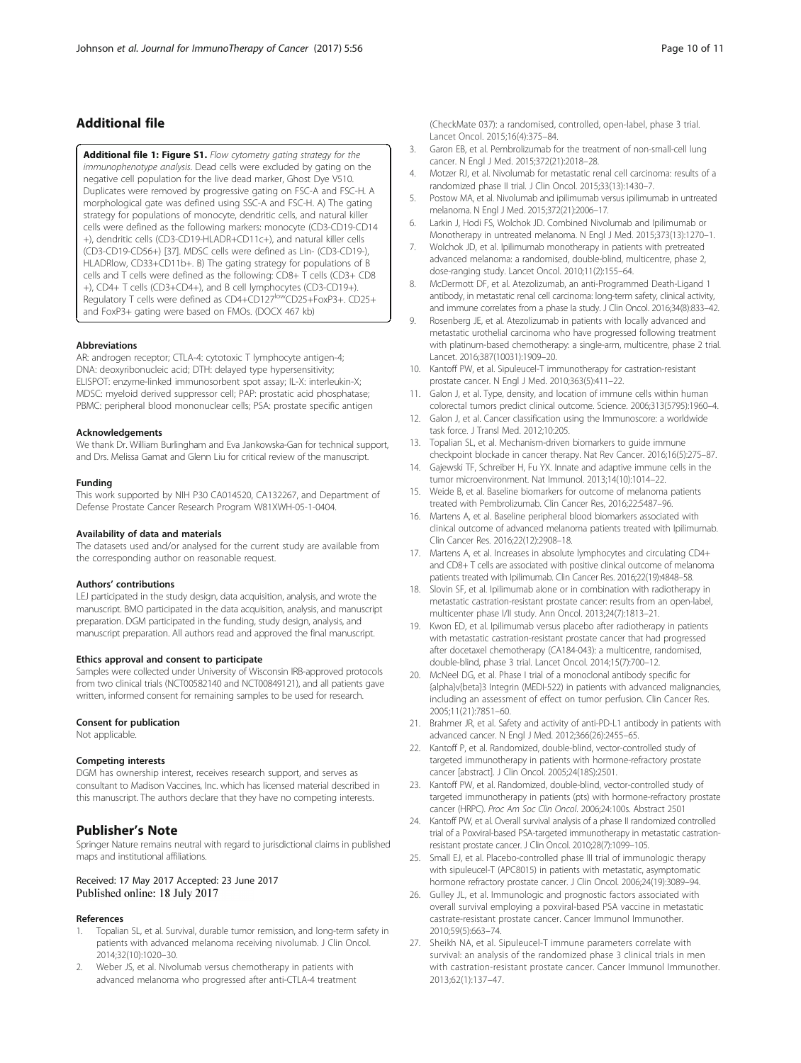## Additional file

**Additional file 1: Figure S1.** *Flow cytometry gating strategy for the immunophenotype analysis.* Dead cells were excluded by gating on the negative cell population for the live dead marker, Ghost Dye V510. Duplicates were removed by progressive gating on FSC-A and FSC-H. A morphological gate was defined using SSC-A and FSC-H. A) The gating strategy for populations of monocyte, dendritic cells, and natural killer cells were defined as the following markers: monocyte (CD3-CD19-CD14+), dendritic cells (CD3-CD19-HLADR+CD11c+), and natural killer cells (CD3-CD19-CD56+) [37]. MDSC cells were defined as Lin- (CD3-CD19-), HLADRlow, CD33+CD11b+. B) The gating strategy for populations of B cells and T cells were defined as the following: CD8+ T cells (CD3+ CD8+), CD4+ T cells (CD3+CD4+), and B cell lymphocytes (CD3-CD19+). Regulatory T cells were defined as CD4+CD127$^{low}$CD25+FoxP3+. CD25+ and FoxP3+ gating were based on FMOs. (DOCX 467 kb)

#### Abbreviations

AR: androgen receptor; CTLA-4: cytotoxic T lymphocyte antigen-4; DNA: deoxyribonucleic acid; DTH: delayed type hypersensitivity; ELISPOT: enzyme-linked immunosorbent spot assay; IL-X: interleukin-X; MDSC: myeloid derived suppressor cell; PAP: prostatic acid phosphatase; PBMC: peripheral blood mononuclear cells; PSA: prostate specific antigen

#### Acknowledgements

We thank Dr. William Burlingham and Eva Jankowska-Gan for technical support, and Drs. Melissa Gamat and Glenn Liu for critical review of the manuscript.

#### Funding

This work supported by NIH P30 CA014520, CA132267, and Department of Defense Prostate Cancer Research Program W81XWH-05-1-0404.

#### Availability of data and materials

The datasets used and/or analysed for the current study are available from the corresponding author on reasonable request.

#### Authors' contributions

LEJ participated in the study design, data acquisition, analysis, and wrote the manuscript. BMO participated in the data acquisition, analysis, and manuscript preparation. DGM participated in the funding, study design, analysis, and manuscript preparation. All authors read and approved the final manuscript.

#### Ethics approval and consent to participate

Samples were collected under University of Wisconsin IRB-approved protocols from two clinical trials (NCT00582140 and NCT00849121), and all patients gave written, informed consent for remaining samples to be used for research.

#### Consent for publication

Not applicable.

#### Competing interests

DGM has ownership interest, receives research support, and serves as consultant to Madison Vaccines, Inc. which has licensed material described in this manuscript. The authors declare that they have no competing interests.

## Publisher's Note

Springer Nature remains neutral with regard to jurisdictional claims in published maps and institutional affiliations.

Received: 17 May 2017 Accepted: 23 June 2017
Published online: 18 July 2017

#### References

1. Topalian SL, et al. Survival, durable tumor remission, and long-term safety in patients with advanced melanoma receiving nivolumab. J Clin Oncol. 2014;32(10):1020–30.
2. Weber JS, et al. Nivolumab versus chemotherapy in patients with advanced melanoma who progressed after anti-CTLA-4 treatment (CheckMate 037): a randomised, controlled, open-label, phase 3 trial. Lancet Oncol. 2015;16(4):375–84.
3. Garon EB, et al. Pembrolizumab for the treatment of non-small-cell lung cancer. N Engl J Med. 2015;372(21):2018–28.
4. Motzer RJ, et al. Nivolumab for metastatic renal cell carcinoma: results of a randomized phase II trial. J Clin Oncol. 2015;33(13):1430–7.
5. Postow MA, et al. Nivolumab and ipilimumab versus ipilimumab in untreated melanoma. N Engl J Med. 2015;372(21):2006–17.
6. Larkin J, Hodi FS, Wolchok JD. Combined Nivolumab and Ipilimumab or Monotherapy in untreated melanoma. N Engl J Med. 2015;373(13):1270–1.
7. Wolchok JD, et al. Ipilimumab monotherapy in patients with pretreated advanced melanoma: a randomised, double-blind, multicentre, phase 2, dose-ranging study. Lancet Oncol. 2010;11(2):155–64.
8. McDermott DF, et al. Atezolizumab, an anti-Programmed Death-Ligand 1 antibody, in metastatic renal cell carcinoma: long-term safety, clinical activity, and immune correlates from a phase Ia study. J Clin Oncol. 2016;34(8):833–42.
9. Rosenberg JE, et al. Atezolizumab in patients with locally advanced and metastatic urothelial carcinoma who have progressed following treatment with platinum-based chemotherapy: a single-arm, multicentre, phase 2 trial. Lancet. 2016;387(10031):1909–20.
10. Kantoff PW, et al. Sipuleucel-T immunotherapy for castration-resistant prostate cancer. N Engl J Med. 2010;363(5):411–22.
11. Galon J, et al. Type, density, and location of immune cells within human colorectal tumors predict clinical outcome. Science. 2006;313(5795):1960–4.
12. Galon J, et al. Cancer classification using the Immunoscore: a worldwide task force. J Transl Med. 2012;10:205.
13. Topalian SL, et al. Mechanism-driven biomarkers to guide immune checkpoint blockade in cancer therapy. Nat Rev Cancer. 2016;16(5):275–87.
14. Gajewski TF, Schreiber H, Fu YX. Innate and adaptive immune cells in the tumor microenvironment. Nat Immunol. 2013;14(10):1014–22.
15. Weide B, et al. Baseline biomarkers for outcome of melanoma patients treated with Pembrolizumab. Clin Cancer Res, 2016;22:5487–96.
16. Martens A, et al. Baseline peripheral blood biomarkers associated with clinical outcome of advanced melanoma patients treated with Ipilimumab. Clin Cancer Res. 2016;22(12):2908–18.
17. Martens A, et al. Increases in absolute lymphocytes and circulating CD4+ and CD8+ T cells are associated with positive clinical outcome of melanoma patients treated with Ipilimumab. Clin Cancer Res. 2016;22(19):4848–58.
18. Slovin SF, et al. Ipilimumab alone or in combination with radiotherapy in metastatic castration-resistant prostate cancer: results from an open-label, multicenter phase I/II study. Ann Oncol. 2013;24(7):1813–21.
19. Kwon ED, et al. Ipilimumab versus placebo after radiotherapy in patients with metastatic castration-resistant prostate cancer that had progressed after docetaxel chemotherapy (CA184-043): a multicentre, randomised, double-blind, phase 3 trial. Lancet Oncol. 2014;15(7):700–12.
20. McNeel DG, et al. Phase I trial of a monoclonal antibody specific for {alpha}v{beta}3 Integrin (MEDI-522) in patients with advanced malignancies, including an assessment of effect on tumor perfusion. Clin Cancer Res. 2005;11(21):7851–60.
21. Brahmer JR, et al. Safety and activity of anti-PD-L1 antibody in patients with advanced cancer. N Engl J Med. 2012;366(26):2455–65.
22. Kantoff P, et al. Randomized, double-blind, vector-controlled study of targeted immunotherapy in patients with hormone-refractory prostate cancer [abstract]. J Clin Oncol. 2005;24(18S):2501.
23. Kantoff PW, et al. Randomized, double-blind, vector-controlled study of targeted immunotherapy in patients (pts) with hormone-refractory prostate cancer (HRPC). *Proc Am Soc Clin Oncol*. 2006;24:100s. Abstract 2501
24. Kantoff PW, et al. Overall survival analysis of a phase II randomized controlled trial of a Poxviral-based PSA-targeted immunotherapy in metastatic castration-resistant prostate cancer. J Clin Oncol. 2010;28(7):1099–105.
25. Small EJ, et al. Placebo-controlled phase III trial of immunologic therapy with sipuleucel-T (APC8015) in patients with metastatic, asymptomatic hormone refractory prostate cancer. J Clin Oncol. 2006;24(19):3089–94.
26. Gulley JL, et al. Immunologic and prognostic factors associated with overall survival employing a poxviral-based PSA vaccine in metastatic castrate-resistant prostate cancer. Cancer Immunol Immunother. 2010;59(5):663–74.
27. Sheikh NA, et al. Sipuleucel-T immune parameters correlate with survival: an analysis of the randomized phase 3 clinical trials in men with castration-resistant prostate cancer. Cancer Immunol Immunother. 2013;62(1):137–47.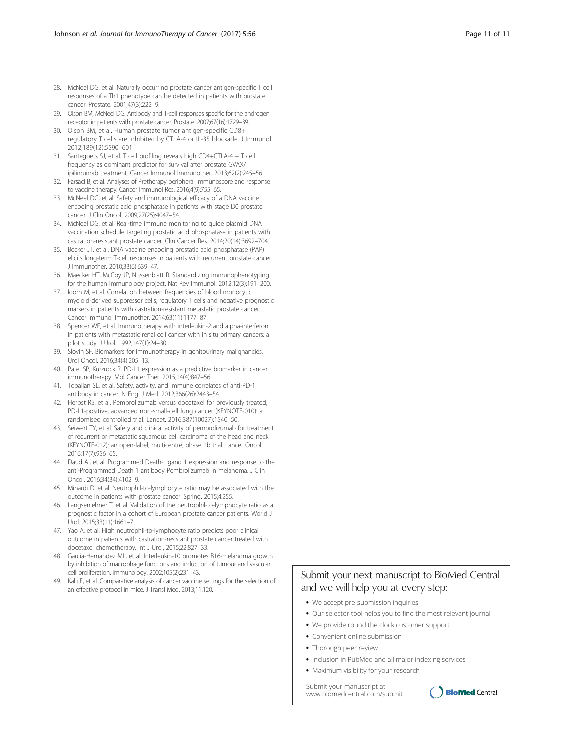28. McNeel DG, et al. Naturally occurring prostate cancer antigen-specific T cell responses of a Th1 phenotype can be detected in patients with prostate cancer. Prostate. 2001;47(3):222–9.
29. Olson BM, McNeel DG. Antibody and T-cell responses specific for the androgen receptor in patients with prostate cancer. Prostate. 2007;67(16):1729–39.
30. Olson BM, et al. Human prostate tumor antigen-specific CD8+ regulatory T cells are inhibited by CTLA-4 or IL-35 blockade. J Immunol. 2012;189(12):5590–601.
31. Santegoets SJ, et al. T cell profiling reveals high CD4+CTLA-4 + T cell frequency as dominant predictor for survival after prostate GVAX/ ipilimumab treatment. Cancer Immunol Immunother. 2013;62(2):245–56.
32. Farsaci B, et al. Analyses of Pretherapy peripheral Immunoscore and response to vaccine therapy. Cancer Immunol Res. 2016;4(9):755–65.
33. McNeel DG, et al. Safety and immunological efficacy of a DNA vaccine encoding prostatic acid phosphatase in patients with stage D0 prostate cancer. J Clin Oncol. 2009;27(25):4047–54.
34. McNeel DG, et al. Real-time immune monitoring to guide plasmid DNA vaccination schedule targeting prostatic acid phosphatase in patients with castration-resistant prostate cancer. Clin Cancer Res. 2014;20(14):3692–704.
35. Becker JT, et al. DNA vaccine encoding prostatic acid phosphatase (PAP) elicits long-term T-cell responses in patients with recurrent prostate cancer. J Immunother. 2010;33(6):639–47.
36. Maecker HT, McCoy JP, Nussenblatt R. Standardizing immunophenotyping for the human immunology project. Nat Rev Immunol. 2012;12(3):191–200.
37. Idorn M, et al. Correlation between frequencies of blood monocytic myeloid-derived suppressor cells, regulatory T cells and negative prognostic markers in patients with castration-resistant metastatic prostate cancer. Cancer Immunol Immunother. 2014;63(11):1177–87.
38. Spencer WF, et al. Immunotherapy with interleukin-2 and alpha-interferon in patients with metastatic renal cell cancer with in situ primary cancers: a pilot study. J Urol. 1992;147(1):24–30.
39. Slovin SF. Biomarkers for immunotherapy in genitourinary malignancies. Urol Oncol. 2016;34(4):205–13.
40. Patel SP, Kurzrock R. PD-L1 expression as a predictive biomarker in cancer immunotherapy. Mol Cancer Ther. 2015;14(4):847–56.
41. Topalian SL, et al. Safety, activity, and immune correlates of anti-PD-1 antibody in cancer. N Engl J Med. 2012;366(26):2443–54.
42. Herbst RS, et al. Pembrolizumab versus docetaxel for previously treated, PD-L1-positive, advanced non-small-cell lung cancer (KEYNOTE-010): a randomised controlled trial. Lancet. 2016;387(10027):1540–50.
43. Seiwert TY, et al. Safety and clinical activity of pembrolizumab for treatment of recurrent or metastatic squamous cell carcinoma of the head and neck (KEYNOTE-012): an open-label, multicentre, phase 1b trial. Lancet Oncol. 2016;17(7):956–65.
44. Daud AI, et al. Programmed Death-Ligand 1 expression and response to the anti-Programmed Death 1 antibody Pembrolizumab in melanoma. J Clin Oncol. 2016;34(34):4102–9.
45. Minardi D, et al. Neutrophil-to-lymphocyte ratio may be associated with the outcome in patients with prostate cancer. Spring. 2015;4:255.
46. Langsenlehner T, et al. Validation of the neutrophil-to-lymphocyte ratio as a prognostic factor in a cohort of European prostate cancer patients. World J Urol. 2015;33(11):1661–7.
47. Yao A, et al. High neutrophil-to-lymphocyte ratio predicts poor clinical outcome in patients with castration-resistant prostate cancer treated with docetaxel chemotherapy. Int J Urol, 2015;22:827–33.
48. Garcia-Hernandez ML, et al. Interleukin-10 promotes B16-melanoma growth by inhibition of macrophage functions and induction of tumour and vascular cell proliferation. Immunology. 2002;105(2):231–43.
49. Kalli F, et al. Comparative analysis of cancer vaccine settings for the selection of an effective protocol in mice. J Transl Med. 2013;11:120.

Submit your next manuscript to BioMed Central and we will help you at every step:

- We accept pre-submission inquiries
- Our selector tool helps you to find the most relevant journal
- We provide round the clock customer support
- Convenient online submission
- Thorough peer review
- Inclusion in PubMed and all major indexing services
- Maximum visibility for your research

Submit your manuscript at www.biomedcentral.com/submit

BioMed Central